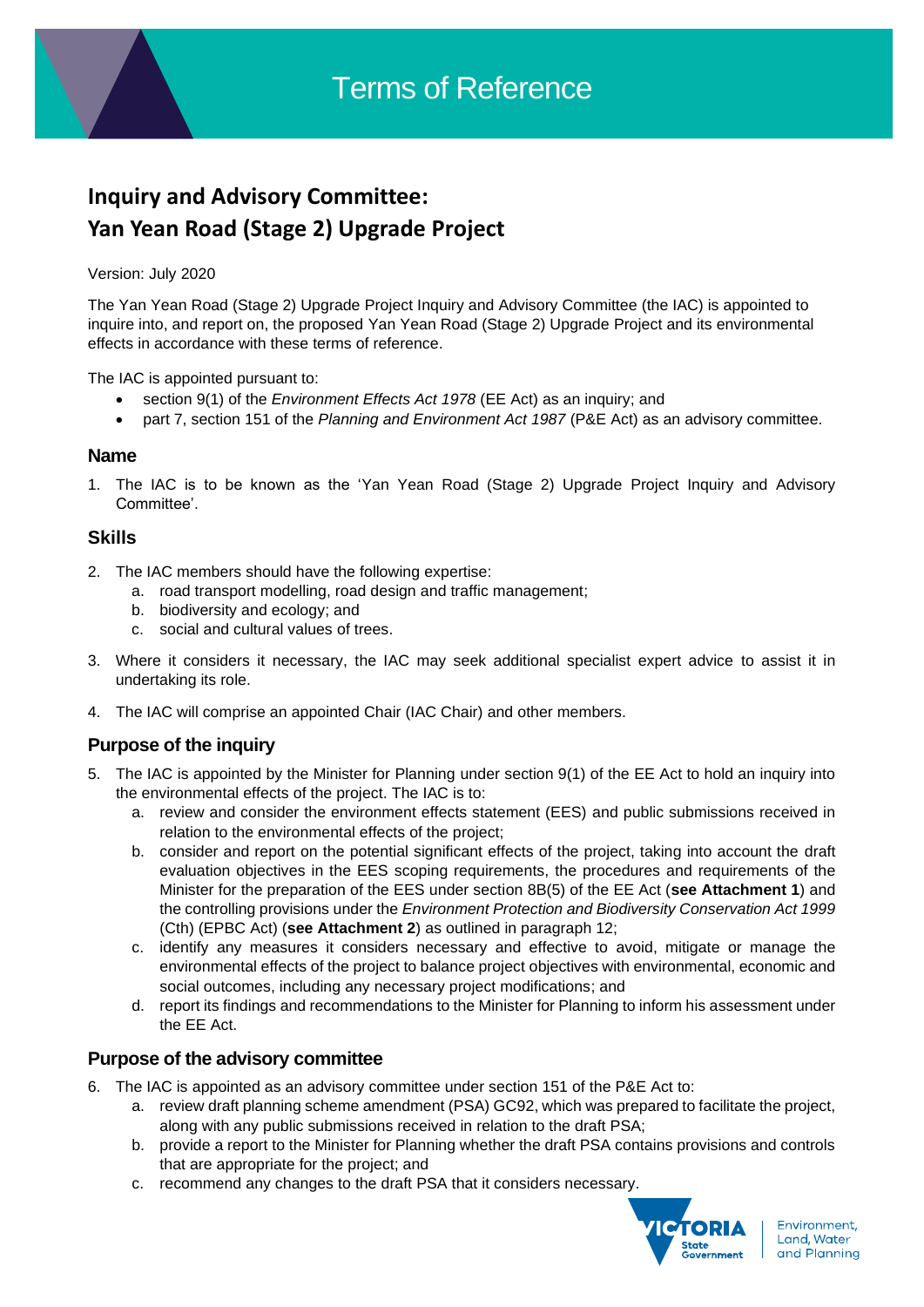# Terms of Reference

## Inquiry and Advisory Committee: Yan Yean Road (Stage 2) Upgrade Project

Version: July 2020

The Yan Yean Road (Stage 2) Upgrade Project Inquiry and Advisory Committee (the IAC) is appointed to inquire into, and report on, the proposed Yan Yean Road (Stage 2) Upgrade Project and its environmental effects in accordance with these terms of reference.

The IAC is appointed pursuant to:

- section 9(1) of the *Environment Effects Act 1978* (EE Act) as an inquiry; and
- part 7, section 151 of the *Planning and Environment Act 1987* (P&E Act) as an advisory committee.

### Name

1. The IAC is to be known as the 'Yan Yean Road (Stage 2) Upgrade Project Inquiry and Advisory Committee'.

### Skills

2. The IAC members should have the following expertise:
   a. road transport modelling, road design and traffic management;
   b. biodiversity and ecology; and
   c. social and cultural values of trees.
3. Where it considers it necessary, the IAC may seek additional specialist expert advice to assist it in undertaking its role.
4. The IAC will comprise an appointed Chair (IAC Chair) and other members.

### Purpose of the inquiry

5. The IAC is appointed by the Minister for Planning under section 9(1) of the EE Act to hold an inquiry into the environmental effects of the project. The IAC is to:
   a. review and consider the environment effects statement (EES) and public submissions received in relation to the environmental effects of the project;
   b. consider and report on the potential significant effects of the project, taking into account the draft evaluation objectives in the EES scoping requirements, the procedures and requirements of the Minister for the preparation of the EES under section 8B(5) of the EE Act (**see Attachment 1**) and the controlling provisions under the *Environment Protection and Biodiversity Conservation Act 1999* (Cth) (EPBC Act) (**see Attachment 2**) as outlined in paragraph 12;
   c. identify any measures it considers necessary and effective to avoid, mitigate or manage the environmental effects of the project to balance project objectives with environmental, economic and social outcomes, including any necessary project modifications; and
   d. report its findings and recommendations to the Minister for Planning to inform his assessment under the EE Act.

### Purpose of the advisory committee

6. The IAC is appointed as an advisory committee under section 151 of the P&E Act to:
   a. review draft planning scheme amendment (PSA) GC92, which was prepared to facilitate the project, along with any public submissions received in relation to the draft PSA;
   b. provide a report to the Minister for Planning whether the draft PSA contains provisions and controls that are appropriate for the project; and
   c. recommend any changes to the draft PSA that it considers necessary.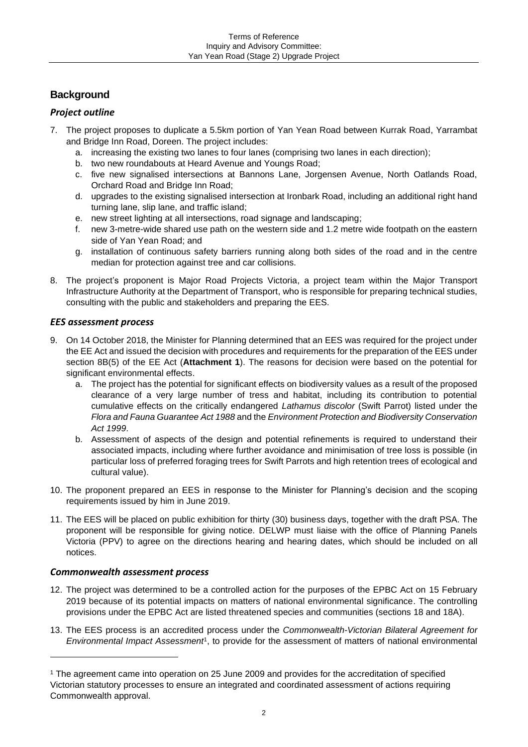## Background

### *Project outline*

7. The project proposes to duplicate a 5.5km portion of Yan Yean Road between Kurrak Road, Yarrambat and Bridge Inn Road, Doreen. The project includes:
   a. increasing the existing two lanes to four lanes (comprising two lanes in each direction);
   b. two new roundabouts at Heard Avenue and Youngs Road;
   c. five new signalised intersections at Bannons Lane, Jorgensen Avenue, North Oatlands Road, Orchard Road and Bridge Inn Road;
   d. upgrades to the existing signalised intersection at Ironbark Road, including an additional right hand turning lane, slip lane, and traffic island;
   e. new street lighting at all intersections, road signage and landscaping;
   f. new 3-metre-wide shared use path on the western side and 1.2 metre wide footpath on the eastern side of Yan Yean Road; and
   g. installation of continuous safety barriers running along both sides of the road and in the centre median for protection against tree and car collisions.

8. The project's proponent is Major Road Projects Victoria, a project team within the Major Transport Infrastructure Authority at the Department of Transport, who is responsible for preparing technical studies, consulting with the public and stakeholders and preparing the EES.

### *EES assessment process*

9. On 14 October 2018, the Minister for Planning determined that an EES was required for the project under the EE Act and issued the decision with procedures and requirements for the preparation of the EES under section 8B(5) of the EE Act (**Attachment 1**). The reasons for decision were based on the potential for significant environmental effects.
   a. The project has the potential for significant effects on biodiversity values as a result of the proposed clearance of a very large number of tress and habitat, including its contribution to potential cumulative effects on the critically endangered *Lathamus discolor* (Swift Parrot) listed under the *Flora and Fauna Guarantee Act 1988* and the *Environment Protection and Biodiversity Conservation Act 1999*.
   b. Assessment of aspects of the design and potential refinements is required to understand their associated impacts, including where further avoidance and minimisation of tree loss is possible (in particular loss of preferred foraging trees for Swift Parrots and high retention trees of ecological and cultural value).

10. The proponent prepared an EES in response to the Minister for Planning's decision and the scoping requirements issued by him in June 2019.

11. The EES will be placed on public exhibition for thirty (30) business days, together with the draft PSA. The proponent will be responsible for giving notice. DELWP must liaise with the office of Planning Panels Victoria (PPV) to agree on the directions hearing and hearing dates, which should be included on all notices.

### *Commonwealth assessment process*

12. The project was determined to be a controlled action for the purposes of the EPBC Act on 15 February 2019 because of its potential impacts on matters of national environmental significance. The controlling provisions under the EPBC Act are listed threatened species and communities (sections 18 and 18A).

13. The EES process is an accredited process under the *Commonwealth-Victorian Bilateral Agreement for Environmental Impact Assessment*[1], to provide for the assessment of matters of national environmental

[1] The agreement came into operation on 25 June 2009 and provides for the accreditation of specified Victorian statutory processes to ensure an integrated and coordinated assessment of actions requiring Commonwealth approval.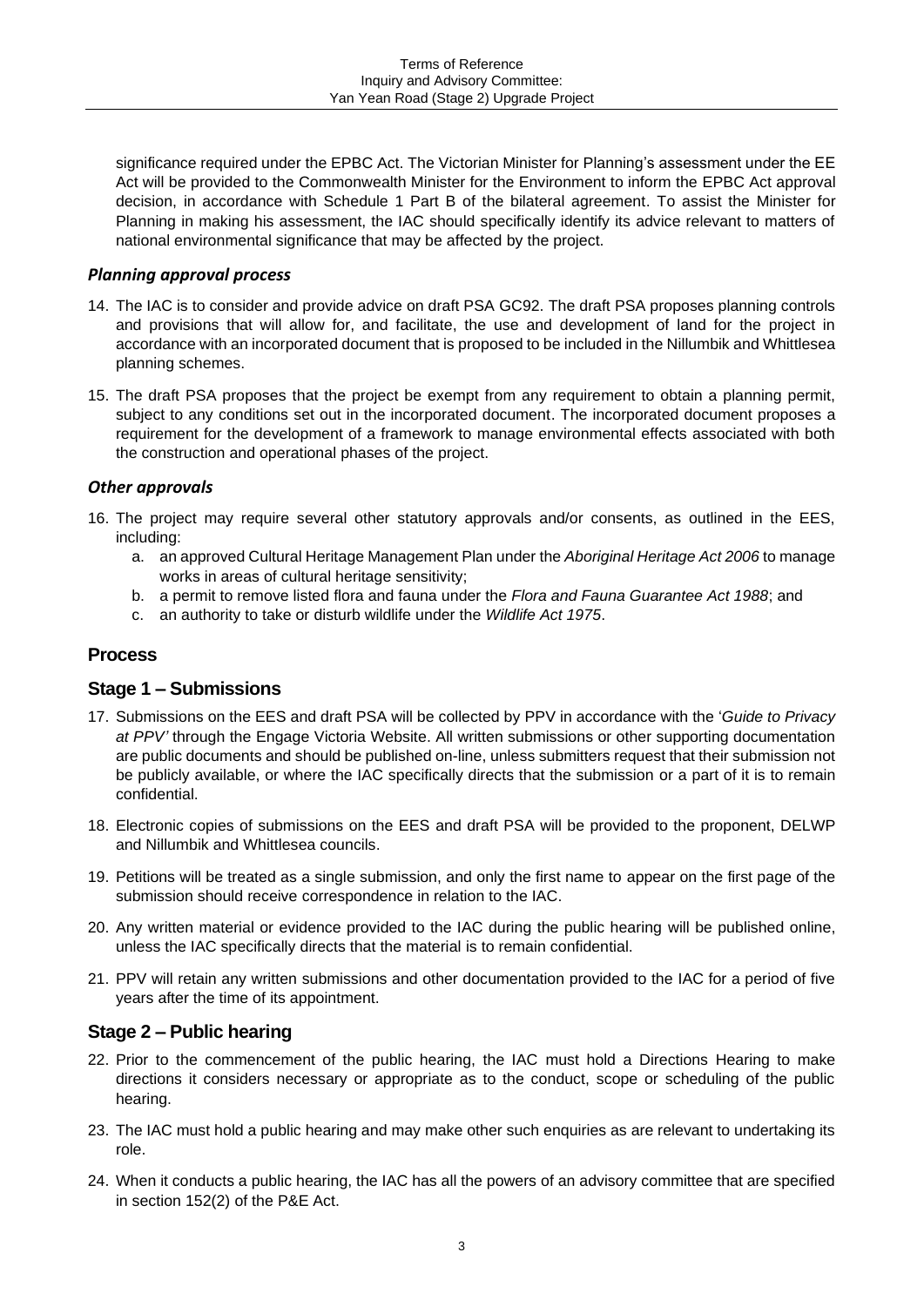significance required under the EPBC Act. The Victorian Minister for Planning's assessment under the EE Act will be provided to the Commonwealth Minister for the Environment to inform the EPBC Act approval decision, in accordance with Schedule 1 Part B of the bilateral agreement. To assist the Minister for Planning in making his assessment, the IAC should specifically identify its advice relevant to matters of national environmental significance that may be affected by the project.

### *Planning approval process*

14. The IAC is to consider and provide advice on draft PSA GC92. The draft PSA proposes planning controls and provisions that will allow for, and facilitate, the use and development of land for the project in accordance with an incorporated document that is proposed to be included in the Nillumbik and Whittlesea planning schemes.

15. The draft PSA proposes that the project be exempt from any requirement to obtain a planning permit, subject to any conditions set out in the incorporated document. The incorporated document proposes a requirement for the development of a framework to manage environmental effects associated with both the construction and operational phases of the project.

### *Other approvals*

16. The project may require several other statutory approvals and/or consents, as outlined in the EES, including:
    a. an approved Cultural Heritage Management Plan under the *Aboriginal Heritage Act 2006* to manage works in areas of cultural heritage sensitivity;
    b. a permit to remove listed flora and fauna under the *Flora and Fauna Guarantee Act 1988*; and
    c. an authority to take or disturb wildlife under the *Wildlife Act 1975*.

## Process

## Stage 1 – Submissions

17. Submissions on the EES and draft PSA will be collected by PPV in accordance with the '*Guide to Privacy at PPV'* through the Engage Victoria Website. All written submissions or other supporting documentation are public documents and should be published on-line, unless submitters request that their submission not be publicly available, or where the IAC specifically directs that the submission or a part of it is to remain confidential.

18. Electronic copies of submissions on the EES and draft PSA will be provided to the proponent, DELWP and Nillumbik and Whittlesea councils.

19. Petitions will be treated as a single submission, and only the first name to appear on the first page of the submission should receive correspondence in relation to the IAC.

20. Any written material or evidence provided to the IAC during the public hearing will be published online, unless the IAC specifically directs that the material is to remain confidential.

21. PPV will retain any written submissions and other documentation provided to the IAC for a period of five years after the time of its appointment.

## Stage 2 – Public hearing

22. Prior to the commencement of the public hearing, the IAC must hold a Directions Hearing to make directions it considers necessary or appropriate as to the conduct, scope or scheduling of the public hearing.

23. The IAC must hold a public hearing and may make other such enquiries as are relevant to undertaking its role.

24. When it conducts a public hearing, the IAC has all the powers of an advisory committee that are specified in section 152(2) of the P&E Act.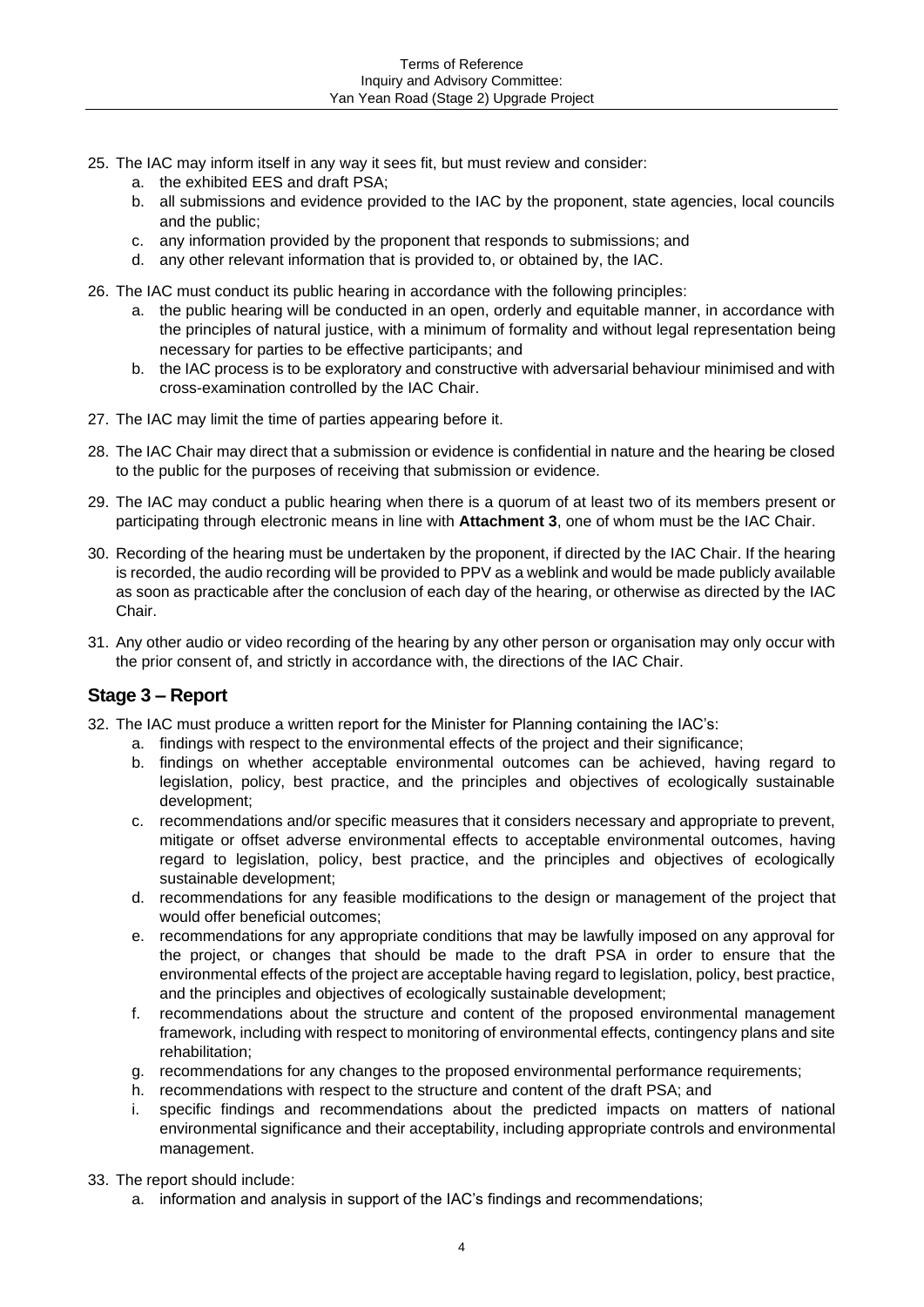25. The IAC may inform itself in any way it sees fit, but must review and consider:
    a. the exhibited EES and draft PSA;
    b. all submissions and evidence provided to the IAC by the proponent, state agencies, local councils and the public;
    c. any information provided by the proponent that responds to submissions; and
    d. any other relevant information that is provided to, or obtained by, the IAC.
26. The IAC must conduct its public hearing in accordance with the following principles:
    a. the public hearing will be conducted in an open, orderly and equitable manner, in accordance with the principles of natural justice, with a minimum of formality and without legal representation being necessary for parties to be effective participants; and
    b. the IAC process is to be exploratory and constructive with adversarial behaviour minimised and with cross-examination controlled by the IAC Chair.
27. The IAC may limit the time of parties appearing before it.
28. The IAC Chair may direct that a submission or evidence is confidential in nature and the hearing be closed to the public for the purposes of receiving that submission or evidence.
29. The IAC may conduct a public hearing when there is a quorum of at least two of its members present or participating through electronic means in line with **Attachment 3**, one of whom must be the IAC Chair.
30. Recording of the hearing must be undertaken by the proponent, if directed by the IAC Chair. If the hearing is recorded, the audio recording will be provided to PPV as a weblink and would be made publicly available as soon as practicable after the conclusion of each day of the hearing, or otherwise as directed by the IAC Chair.
31. Any other audio or video recording of the hearing by any other person or organisation may only occur with the prior consent of, and strictly in accordance with, the directions of the IAC Chair.

## Stage 3 – Report

32. The IAC must produce a written report for the Minister for Planning containing the IAC's:
    a. findings with respect to the environmental effects of the project and their significance;
    b. findings on whether acceptable environmental outcomes can be achieved, having regard to legislation, policy, best practice, and the principles and objectives of ecologically sustainable development;
    c. recommendations and/or specific measures that it considers necessary and appropriate to prevent, mitigate or offset adverse environmental effects to acceptable environmental outcomes, having regard to legislation, policy, best practice, and the principles and objectives of ecologically sustainable development;
    d. recommendations for any feasible modifications to the design or management of the project that would offer beneficial outcomes;
    e. recommendations for any appropriate conditions that may be lawfully imposed on any approval for the project, or changes that should be made to the draft PSA in order to ensure that the environmental effects of the project are acceptable having regard to legislation, policy, best practice, and the principles and objectives of ecologically sustainable development;
    f. recommendations about the structure and content of the proposed environmental management framework, including with respect to monitoring of environmental effects, contingency plans and site rehabilitation;
    g. recommendations for any changes to the proposed environmental performance requirements;
    h. recommendations with respect to the structure and content of the draft PSA; and
    i. specific findings and recommendations about the predicted impacts on matters of national environmental significance and their acceptability, including appropriate controls and environmental management.
33. The report should include:
    a. information and analysis in support of the IAC's findings and recommendations;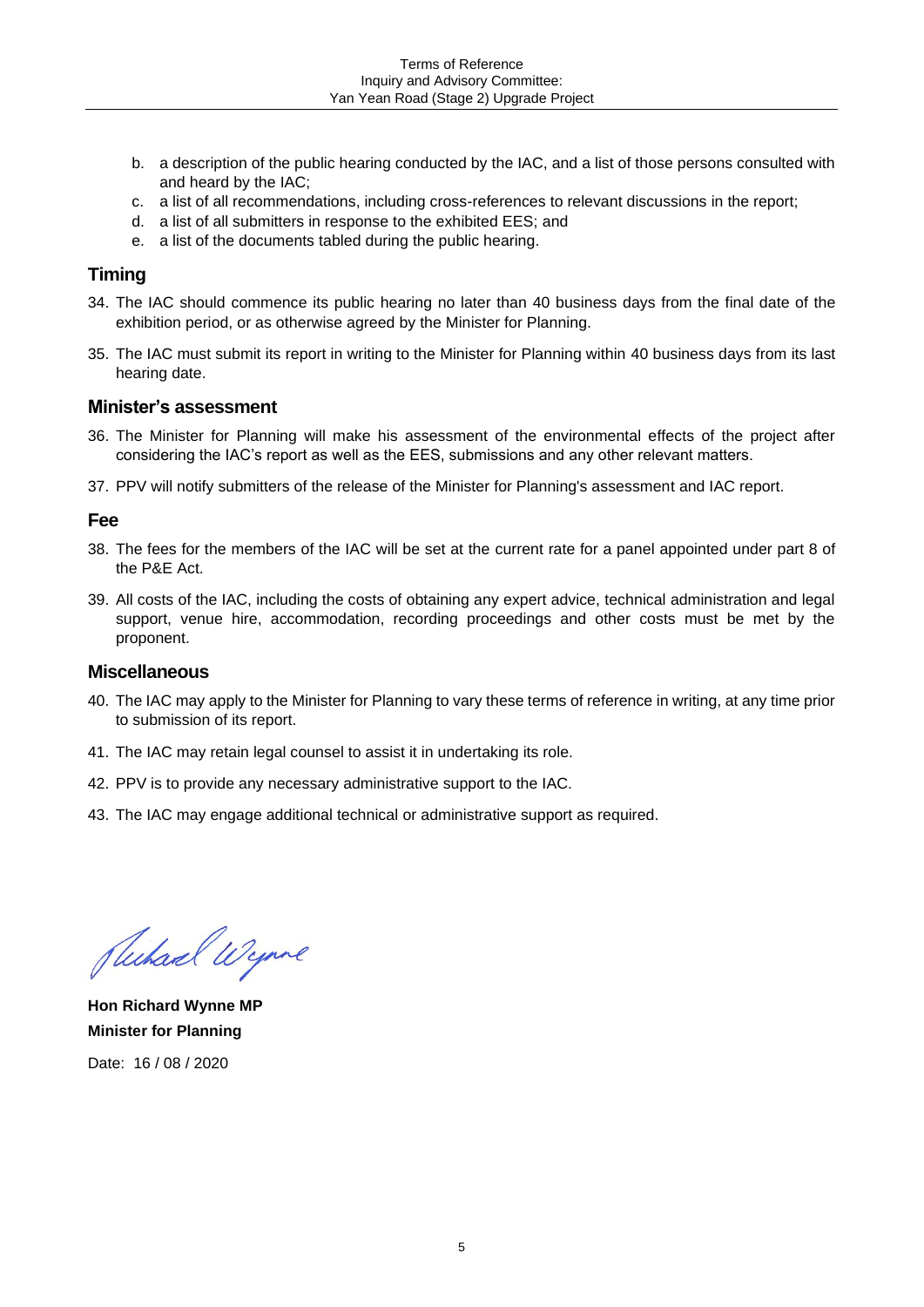b. a description of the public hearing conducted by the IAC, and a list of those persons consulted with and heard by the IAC;
c. a list of all recommendations, including cross-references to relevant discussions in the report;
d. a list of all submitters in response to the exhibited EES; and
e. a list of the documents tabled during the public hearing.

## Timing

34. The IAC should commence its public hearing no later than 40 business days from the final date of the exhibition period, or as otherwise agreed by the Minister for Planning.

35. The IAC must submit its report in writing to the Minister for Planning within 40 business days from its last hearing date.

## Minister's assessment

36. The Minister for Planning will make his assessment of the environmental effects of the project after considering the IAC's report as well as the EES, submissions and any other relevant matters.

37. PPV will notify submitters of the release of the Minister for Planning's assessment and IAC report.

## Fee

38. The fees for the members of the IAC will be set at the current rate for a panel appointed under part 8 of the P&E Act.

39. All costs of the IAC, including the costs of obtaining any expert advice, technical administration and legal support, venue hire, accommodation, recording proceedings and other costs must be met by the proponent.

## Miscellaneous

40. The IAC may apply to the Minister for Planning to vary these terms of reference in writing, at any time prior to submission of its report.

41. The IAC may retain legal counsel to assist it in undertaking its role.

42. PPV is to provide any necessary administrative support to the IAC.

43. The IAC may engage additional technical or administrative support as required.

**Hon Richard Wynne MP**
**Minister for Planning**

Date: 16 / 08 / 2020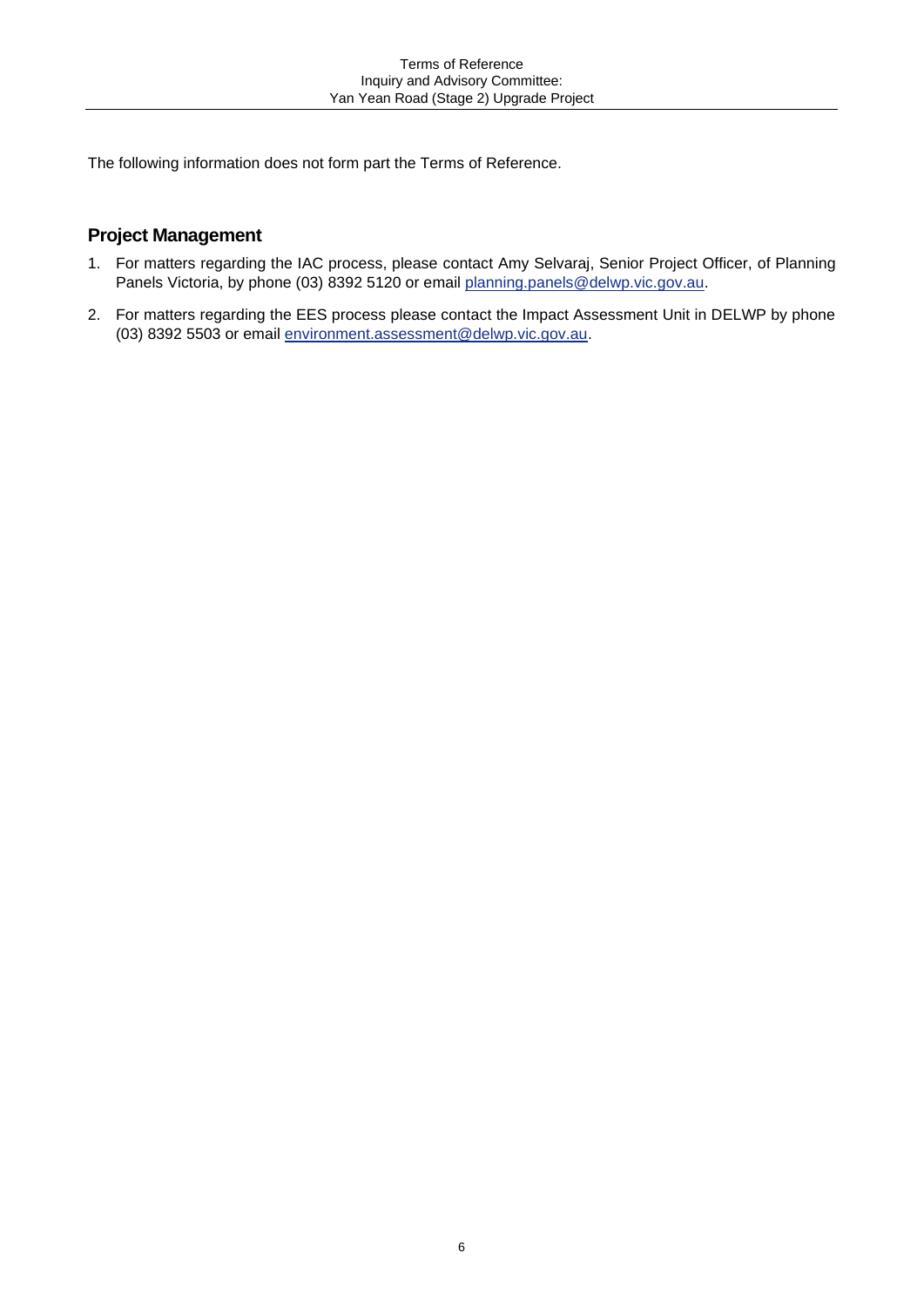The following information does not form part the Terms of Reference.

## Project Management

1. For matters regarding the IAC process, please contact Amy Selvaraj, Senior Project Officer, of Planning Panels Victoria, by phone (03) 8392 5120 or email planning.panels@delwp.vic.gov.au.
2. For matters regarding the EES process please contact the Impact Assessment Unit in DELWP by phone (03) 8392 5503 or email environment.assessment@delwp.vic.gov.au.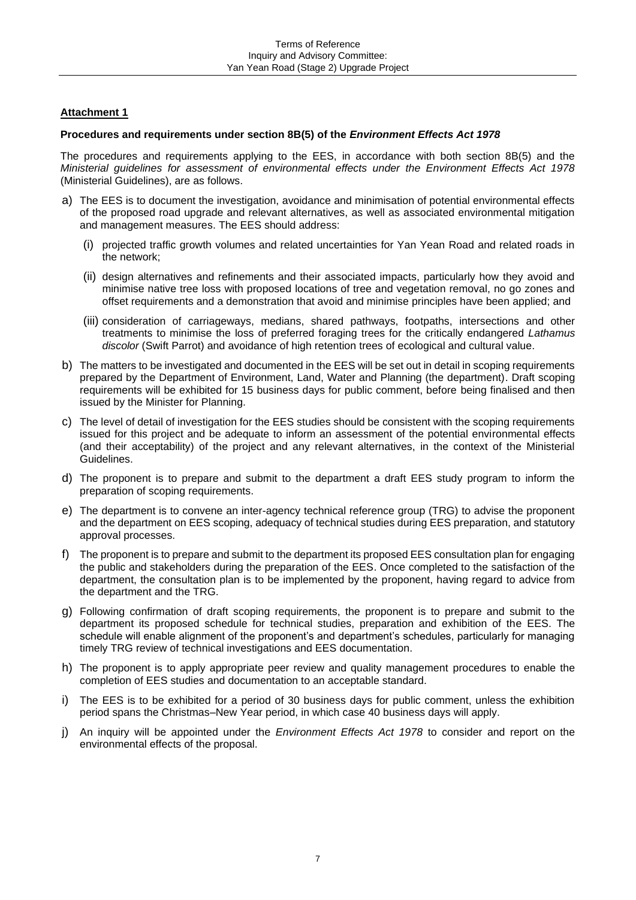**Attachment 1**

**Procedures and requirements under section 8B(5) of the *Environment Effects Act 1978***

The procedures and requirements applying to the EES, in accordance with both section 8B(5) and the *Ministerial guidelines for assessment of environmental effects under the Environment Effects Act 1978* (Ministerial Guidelines), are as follows.

a) The EES is to document the investigation, avoidance and minimisation of potential environmental effects of the proposed road upgrade and relevant alternatives, as well as associated environmental mitigation and management measures. The EES should address:

   (i) projected traffic growth volumes and related uncertainties for Yan Yean Road and related roads in the network;

   (ii) design alternatives and refinements and their associated impacts, particularly how they avoid and minimise native tree loss with proposed locations of tree and vegetation removal, no go zones and offset requirements and a demonstration that avoid and minimise principles have been applied; and

   (iii) consideration of carriageways, medians, shared pathways, footpaths, intersections and other treatments to minimise the loss of preferred foraging trees for the critically endangered *Lathamus discolor* (Swift Parrot) and avoidance of high retention trees of ecological and cultural value.

b) The matters to be investigated and documented in the EES will be set out in detail in scoping requirements prepared by the Department of Environment, Land, Water and Planning (the department). Draft scoping requirements will be exhibited for 15 business days for public comment, before being finalised and then issued by the Minister for Planning.

c) The level of detail of investigation for the EES studies should be consistent with the scoping requirements issued for this project and be adequate to inform an assessment of the potential environmental effects (and their acceptability) of the project and any relevant alternatives, in the context of the Ministerial Guidelines.

d) The proponent is to prepare and submit to the department a draft EES study program to inform the preparation of scoping requirements.

e) The department is to convene an inter-agency technical reference group (TRG) to advise the proponent and the department on EES scoping, adequacy of technical studies during EES preparation, and statutory approval processes.

f) The proponent is to prepare and submit to the department its proposed EES consultation plan for engaging the public and stakeholders during the preparation of the EES. Once completed to the satisfaction of the department, the consultation plan is to be implemented by the proponent, having regard to advice from the department and the TRG.

g) Following confirmation of draft scoping requirements, the proponent is to prepare and submit to the department its proposed schedule for technical studies, preparation and exhibition of the EES. The schedule will enable alignment of the proponent's and department's schedules, particularly for managing timely TRG review of technical investigations and EES documentation.

h) The proponent is to apply appropriate peer review and quality management procedures to enable the completion of EES studies and documentation to an acceptable standard.

i) The EES is to be exhibited for a period of 30 business days for public comment, unless the exhibition period spans the Christmas–New Year period, in which case 40 business days will apply.

j) An inquiry will be appointed under the *Environment Effects Act 1978* to consider and report on the environmental effects of the proposal.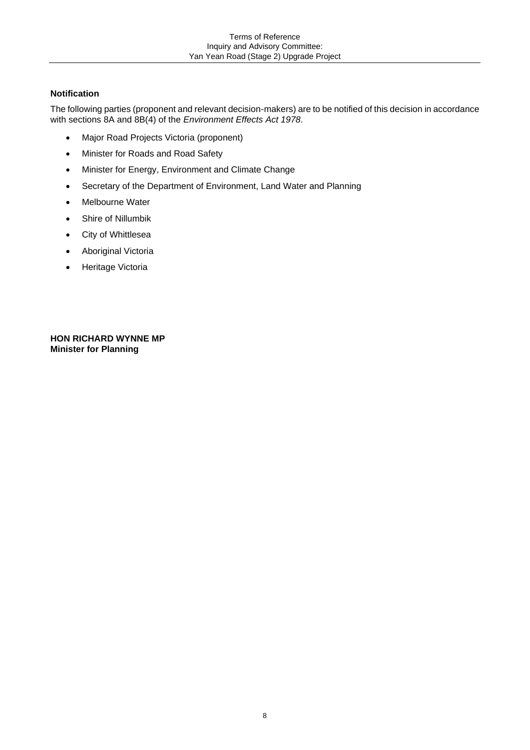## Notification

The following parties (proponent and relevant decision-makers) are to be notified of this decision in accordance with sections 8A and 8B(4) of the *Environment Effects Act 1978*.

- Major Road Projects Victoria (proponent)
- Minister for Roads and Road Safety
- Minister for Energy, Environment and Climate Change
- Secretary of the Department of Environment, Land Water and Planning
- Melbourne Water
- Shire of Nillumbik
- City of Whittlesea
- Aboriginal Victoria
- Heritage Victoria

**HON RICHARD WYNNE MP**
**Minister for Planning**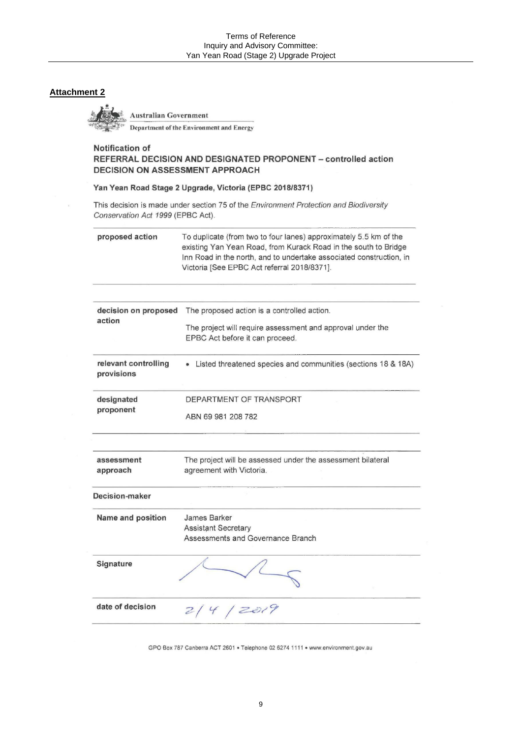**Attachment 2**

Australian Government
Department of the Environment and Energy

**Notification of**
**REFERRAL DECISION AND DESIGNATED PROPONENT – controlled action**
**DECISION ON ASSESSMENT APPROACH**

**Yan Yean Road Stage 2 Upgrade, Victoria (EPBC 2018/8371)**

This decision is made under section 75 of the *Environment Protection and Biodiversity Conservation Act 1999* (EPBC Act).

| | |
|---|---|
| **proposed action** | To duplicate (from two to four lanes) approximately 5.5 km of the existing Yan Yean Road, from Kurack Road in the south to Bridge Inn Road in the north, and to undertake associated construction, in Victoria [See EPBC Act referral 2018/8371]. |

| | |
|---|---|
| **decision on proposed action** | The proposed action is a controlled action. The project will require assessment and approval under the EPBC Act before it can proceed. |
| **relevant controlling provisions** | • Listed threatened species and communities (sections 18 & 18A) |
| **designated proponent** | DEPARTMENT OF TRANSPORT ABN 69 981 208 782 |

| | |
|---|---|
| **assessment approach** | The project will be assessed under the assessment bilateral agreement with Victoria. |
| **Decision-maker** | |
| **Name and position** | James Barker Assistant Secretary Assessments and Governance Branch |
| **Signature** | [signature] |
| **date of decision** | 2/4/2019 |

GPO Box 787 Canberra ACT 2601 • Telephone 02 6274 1111 • www.environment.gov.au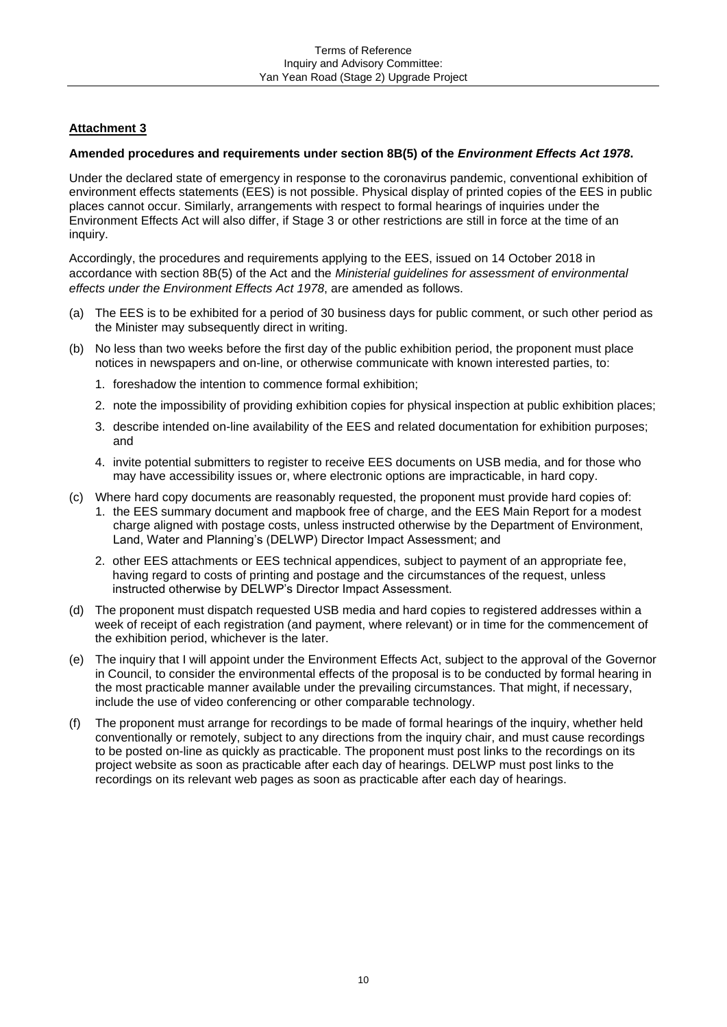**Attachment 3**

**Amended procedures and requirements under section 8B(5) of the *Environment Effects Act 1978*.**

Under the declared state of emergency in response to the coronavirus pandemic, conventional exhibition of environment effects statements (EES) is not possible. Physical display of printed copies of the EES in public places cannot occur. Similarly, arrangements with respect to formal hearings of inquiries under the Environment Effects Act will also differ, if Stage 3 or other restrictions are still in force at the time of an inquiry.

Accordingly, the procedures and requirements applying to the EES, issued on 14 October 2018 in accordance with section 8B(5) of the Act and the *Ministerial guidelines for assessment of environmental effects under the Environment Effects Act 1978*, are amended as follows.

(a) The EES is to be exhibited for a period of 30 business days for public comment, or such other period as the Minister may subsequently direct in writing.

(b) No less than two weeks before the first day of the public exhibition period, the proponent must place notices in newspapers and on-line, or otherwise communicate with known interested parties, to:

  1. foreshadow the intention to commence formal exhibition;
  2. note the impossibility of providing exhibition copies for physical inspection at public exhibition places;
  3. describe intended on-line availability of the EES and related documentation for exhibition purposes; and
  4. invite potential submitters to register to receive EES documents on USB media, and for those who may have accessibility issues or, where electronic options are impracticable, in hard copy.

(c) Where hard copy documents are reasonably requested, the proponent must provide hard copies of:

  1. the EES summary document and mapbook free of charge, and the EES Main Report for a modest charge aligned with postage costs, unless instructed otherwise by the Department of Environment, Land, Water and Planning's (DELWP) Director Impact Assessment; and
  2. other EES attachments or EES technical appendices, subject to payment of an appropriate fee, having regard to costs of printing and postage and the circumstances of the request, unless instructed otherwise by DELWP's Director Impact Assessment.

(d) The proponent must dispatch requested USB media and hard copies to registered addresses within a week of receipt of each registration (and payment, where relevant) or in time for the commencement of the exhibition period, whichever is the later.

(e) The inquiry that I will appoint under the Environment Effects Act, subject to the approval of the Governor in Council, to consider the environmental effects of the proposal is to be conducted by formal hearing in the most practicable manner available under the prevailing circumstances. That might, if necessary, include the use of video conferencing or other comparable technology.

(f) The proponent must arrange for recordings to be made of formal hearings of the inquiry, whether held conventionally or remotely, subject to any directions from the inquiry chair, and must cause recordings to be posted on-line as quickly as practicable. The proponent must post links to the recordings on its project website as soon as practicable after each day of hearings. DELWP must post links to the recordings on its relevant web pages as soon as practicable after each day of hearings.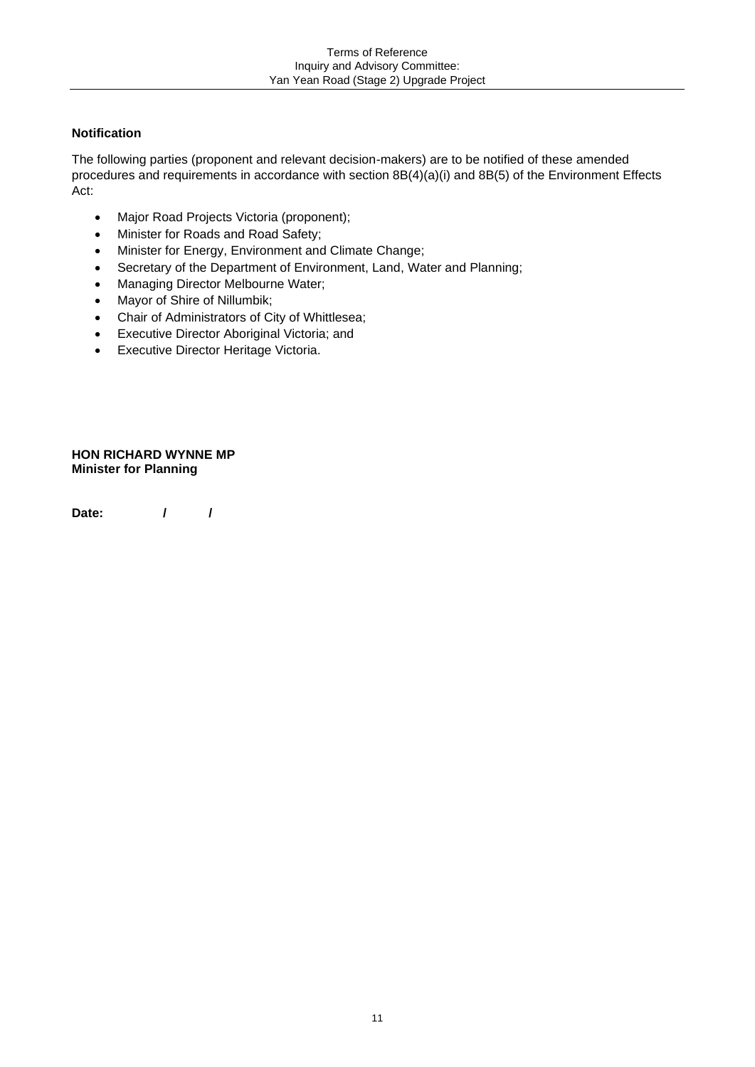**Notification**

The following parties (proponent and relevant decision-makers) are to be notified of these amended procedures and requirements in accordance with section 8B(4)(a)(i) and 8B(5) of the Environment Effects Act:

- Major Road Projects Victoria (proponent);
- Minister for Roads and Road Safety;
- Minister for Energy, Environment and Climate Change;
- Secretary of the Department of Environment, Land, Water and Planning;
- Managing Director Melbourne Water;
- Mayor of Shire of Nillumbik;
- Chair of Administrators of City of Whittlesea;
- Executive Director Aboriginal Victoria; and
- Executive Director Heritage Victoria.

**HON RICHARD WYNNE MP**
**Minister for Planning**

**Date: / /**